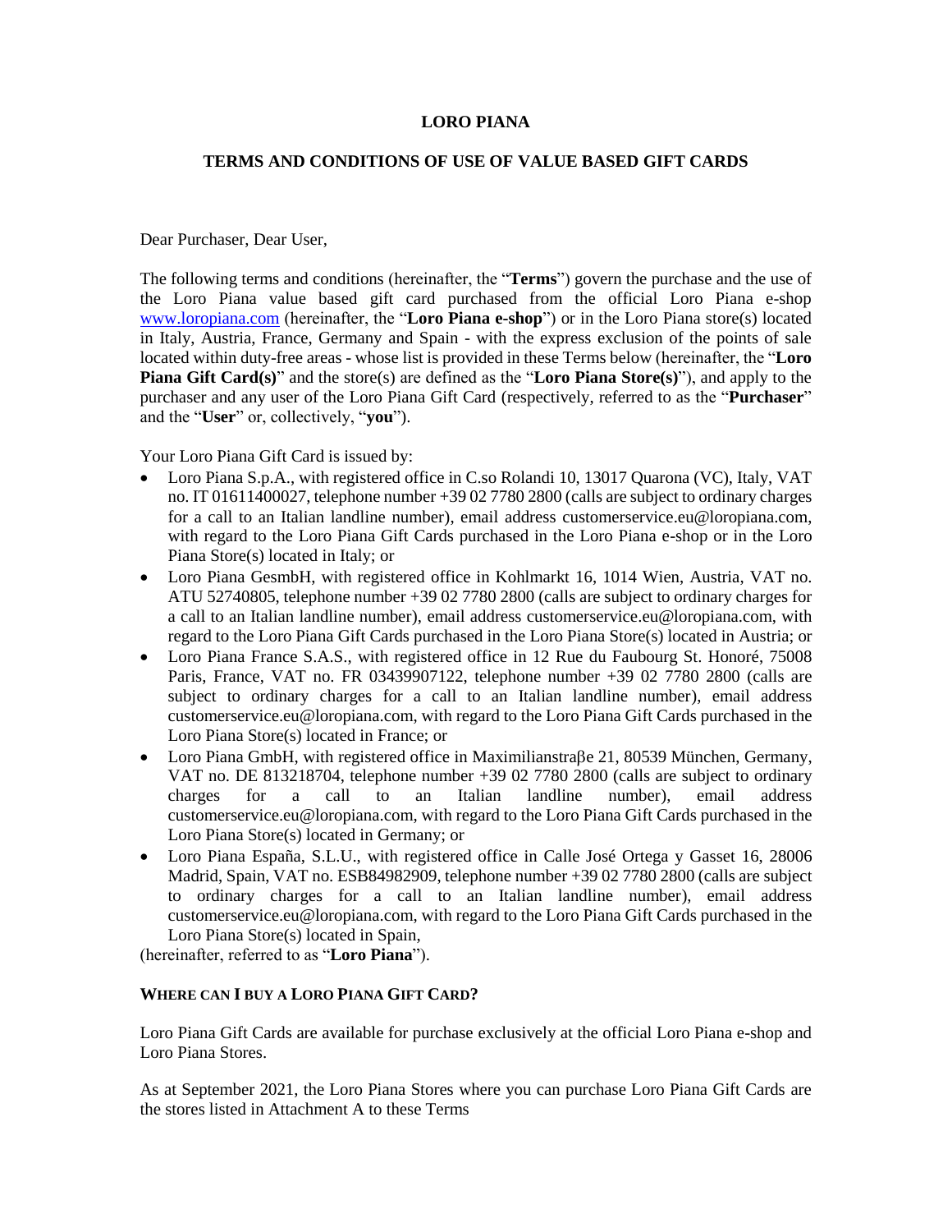# LORO PIANA

## TERMS AND CONDITIONS OF USE OF VALUE BASED GIFT CARDS

Dear Purchaser, Dear User,

The following terms and conditions (hereinafter, the "**Terms**") govern the purchase and the use of the Loro Piana value based gift card purchased from the official Loro Piana e-shop [www.loropiana.com](http://www.loropiana.com) (hereinafter, the "**Loro Piana e-shop**") or in the Loro Piana store(s) located in Italy, Austria, France, Germany and Spain - with the express exclusion of the points of sale located within duty-free areas - whose list is provided in these Terms below (hereinafter, the "**Loro Piana Gift Card(s)**" and the store(s) are defined as the "**Loro Piana Store(s)**"), and apply to the purchaser and any user of the Loro Piana Gift Card (respectively, referred to as the "**Purchaser**" and the "**User**" or, collectively, "**you**").

Your Loro Piana Gift Card is issued by:

- Loro Piana S.p.A., with registered office in C.so Rolandi 10, 13017 Quarona (VC), Italy, VAT no. IT 01611400027, telephone number +39 02 7780 2800 (calls are subject to ordinary charges for a call to an Italian landline number), email address customerservice.eu@loropiana.com, with regard to the Loro Piana Gift Cards purchased in the Loro Piana e-shop or in the Loro Piana Store(s) located in Italy; or
- Loro Piana GesmbH, with registered office in Kohlmarkt 16, 1014 Wien, Austria, VAT no. ATU 52740805, telephone number +39 02 7780 2800 (calls are subject to ordinary charges for a call to an Italian landline number), email address customerservice.eu@loropiana.com, with regard to the Loro Piana Gift Cards purchased in the Loro Piana Store(s) located in Austria; or
- Loro Piana France S.A.S., with registered office in 12 Rue du Faubourg St. Honoré, 75008 Paris, France, VAT no. FR 03439907122, telephone number +39 02 7780 2800 (calls are subject to ordinary charges for a call to an Italian landline number), email address customerservice.eu@loropiana.com, with regard to the Loro Piana Gift Cards purchased in the Loro Piana Store(s) located in France; or
- Loro Piana GmbH, with registered office in Maximilianstraβe 21, 80539 München, Germany, VAT no. DE 813218704, telephone number +39 02 7780 2800 (calls are subject to ordinary charges for a call to an Italian landline number), email address customerservice.eu@loropiana.com, with regard to the Loro Piana Gift Cards purchased in the Loro Piana Store(s) located in Germany; or
- Loro Piana España, S.L.U., with registered office in Calle José Ortega y Gasset 16, 28006 Madrid, Spain, VAT no. ESB84982909, telephone number +39 02 7780 2800 (calls are subject to ordinary charges for a call to an Italian landline number), email address customerservice.eu@loropiana.com, with regard to the Loro Piana Gift Cards purchased in the Loro Piana Store(s) located in Spain,

(hereinafter, referred to as "**Loro Piana**").

### WHERE CAN I BUY A LORO PIANA GIFT CARD?

Loro Piana Gift Cards are available for purchase exclusively at the official Loro Piana e-shop and Loro Piana Stores.

As at September 2021, the Loro Piana Stores where you can purchase Loro Piana Gift Cards are the stores listed in Attachment A to these Terms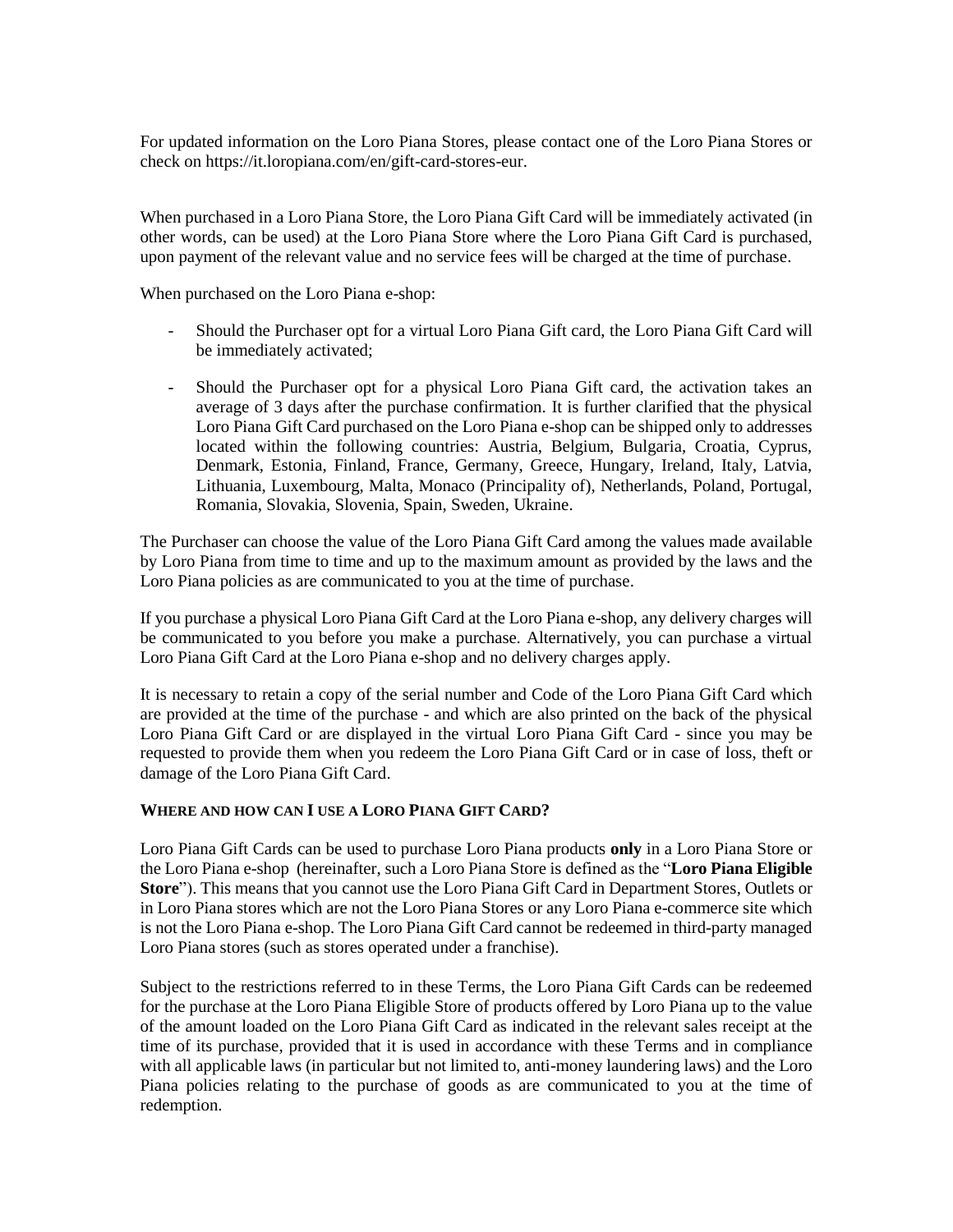For updated information on the Loro Piana Stores, please contact one of the Loro Piana Stores or check on https://it.loropiana.com/en/gift-card-stores-eur.

When purchased in a Loro Piana Store, the Loro Piana Gift Card will be immediately activated (in other words, can be used) at the Loro Piana Store where the Loro Piana Gift Card is purchased, upon payment of the relevant value and no service fees will be charged at the time of purchase.

When purchased on the Loro Piana e-shop:

- Should the Purchaser opt for a virtual Loro Piana Gift card, the Loro Piana Gift Card will be immediately activated;
- Should the Purchaser opt for a physical Loro Piana Gift card, the activation takes an average of 3 days after the purchase confirmation. It is further clarified that the physical Loro Piana Gift Card purchased on the Loro Piana e-shop can be shipped only to addresses located within the following countries: Austria, Belgium, Bulgaria, Croatia, Cyprus, Denmark, Estonia, Finland, France, Germany, Greece, Hungary, Ireland, Italy, Latvia, Lithuania, Luxembourg, Malta, Monaco (Principality of), Netherlands, Poland, Portugal, Romania, Slovakia, Slovenia, Spain, Sweden, Ukraine.

The Purchaser can choose the value of the Loro Piana Gift Card among the values made available by Loro Piana from time to time and up to the maximum amount as provided by the laws and the Loro Piana policies as are communicated to you at the time of purchase.

If you purchase a physical Loro Piana Gift Card at the Loro Piana e-shop, any delivery charges will be communicated to you before you make a purchase. Alternatively, you can purchase a virtual Loro Piana Gift Card at the Loro Piana e-shop and no delivery charges apply.

It is necessary to retain a copy of the serial number and Code of the Loro Piana Gift Card which are provided at the time of the purchase - and which are also printed on the back of the physical Loro Piana Gift Card or are displayed in the virtual Loro Piana Gift Card - since you may be requested to provide them when you redeem the Loro Piana Gift Card or in case of loss, theft or damage of the Loro Piana Gift Card.

### WHERE AND HOW CAN I USE A LORO PIANA GIFT CARD?

Loro Piana Gift Cards can be used to purchase Loro Piana products **only** in a Loro Piana Store or the Loro Piana e-shop (hereinafter, such a Loro Piana Store is defined as the "**Loro Piana Eligible Store**"). This means that you cannot use the Loro Piana Gift Card in Department Stores, Outlets or in Loro Piana stores which are not the Loro Piana Stores or any Loro Piana e-commerce site which is not the Loro Piana e-shop. The Loro Piana Gift Card cannot be redeemed in third-party managed Loro Piana stores (such as stores operated under a franchise).

Subject to the restrictions referred to in these Terms, the Loro Piana Gift Cards can be redeemed for the purchase at the Loro Piana Eligible Store of products offered by Loro Piana up to the value of the amount loaded on the Loro Piana Gift Card as indicated in the relevant sales receipt at the time of its purchase, provided that it is used in accordance with these Terms and in compliance with all applicable laws (in particular but not limited to, anti-money laundering laws) and the Loro Piana policies relating to the purchase of goods as are communicated to you at the time of redemption.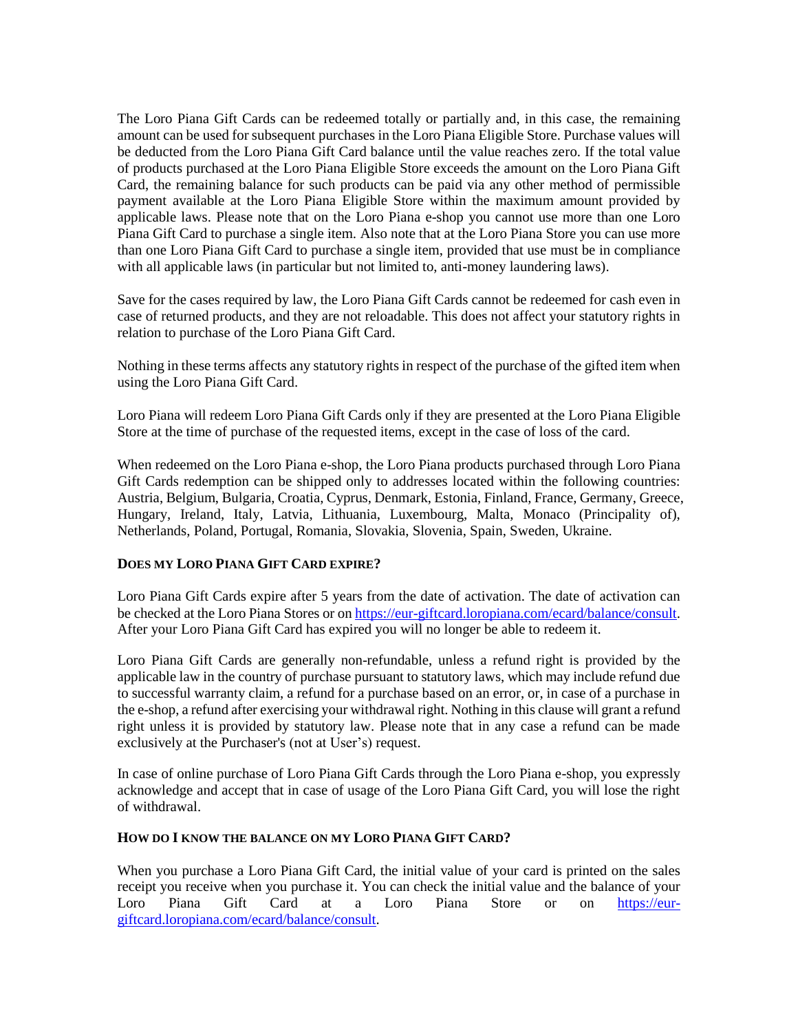The Loro Piana Gift Cards can be redeemed totally or partially and, in this case, the remaining amount can be used for subsequent purchases in the Loro Piana Eligible Store. Purchase values will be deducted from the Loro Piana Gift Card balance until the value reaches zero. If the total value of products purchased at the Loro Piana Eligible Store exceeds the amount on the Loro Piana Gift Card, the remaining balance for such products can be paid via any other method of permissible payment available at the Loro Piana Eligible Store within the maximum amount provided by applicable laws. Please note that on the Loro Piana e-shop you cannot use more than one Loro Piana Gift Card to purchase a single item. Also note that at the Loro Piana Store you can use more than one Loro Piana Gift Card to purchase a single item, provided that use must be in compliance with all applicable laws (in particular but not limited to, anti-money laundering laws).

Save for the cases required by law, the Loro Piana Gift Cards cannot be redeemed for cash even in case of returned products, and they are not reloadable. This does not affect your statutory rights in relation to purchase of the Loro Piana Gift Card.

Nothing in these terms affects any statutory rights in respect of the purchase of the gifted item when using the Loro Piana Gift Card.

Loro Piana will redeem Loro Piana Gift Cards only if they are presented at the Loro Piana Eligible Store at the time of purchase of the requested items, except in the case of loss of the card.

When redeemed on the Loro Piana e-shop, the Loro Piana products purchased through Loro Piana Gift Cards redemption can be shipped only to addresses located within the following countries: Austria, Belgium, Bulgaria, Croatia, Cyprus, Denmark, Estonia, Finland, France, Germany, Greece, Hungary, Ireland, Italy, Latvia, Lithuania, Luxembourg, Malta, Monaco (Principality of), Netherlands, Poland, Portugal, Romania, Slovakia, Slovenia, Spain, Sweden, Ukraine.

## DOES MY LORO PIANA GIFT CARD EXPIRE?

Loro Piana Gift Cards expire after 5 years from the date of activation. The date of activation can be checked at the Loro Piana Stores or on https://eur-giftcard.loropiana.com/ecard/balance/consult. After your Loro Piana Gift Card has expired you will no longer be able to redeem it.

Loro Piana Gift Cards are generally non-refundable, unless a refund right is provided by the applicable law in the country of purchase pursuant to statutory laws, which may include refund due to successful warranty claim, a refund for a purchase based on an error, or, in case of a purchase in the e-shop, a refund after exercising your withdrawal right. Nothing in this clause will grant a refund right unless it is provided by statutory law. Please note that in any case a refund can be made exclusively at the Purchaser's (not at User's) request.

In case of online purchase of Loro Piana Gift Cards through the Loro Piana e-shop, you expressly acknowledge and accept that in case of usage of the Loro Piana Gift Card, you will lose the right of withdrawal.

## HOW DO I KNOW THE BALANCE ON MY LORO PIANA GIFT CARD?

When you purchase a Loro Piana Gift Card, the initial value of your card is printed on the sales receipt you receive when you purchase it. You can check the initial value and the balance of your Loro Piana Gift Card at a Loro Piana Store or on https://eur-giftcard.loropiana.com/ecard/balance/consult.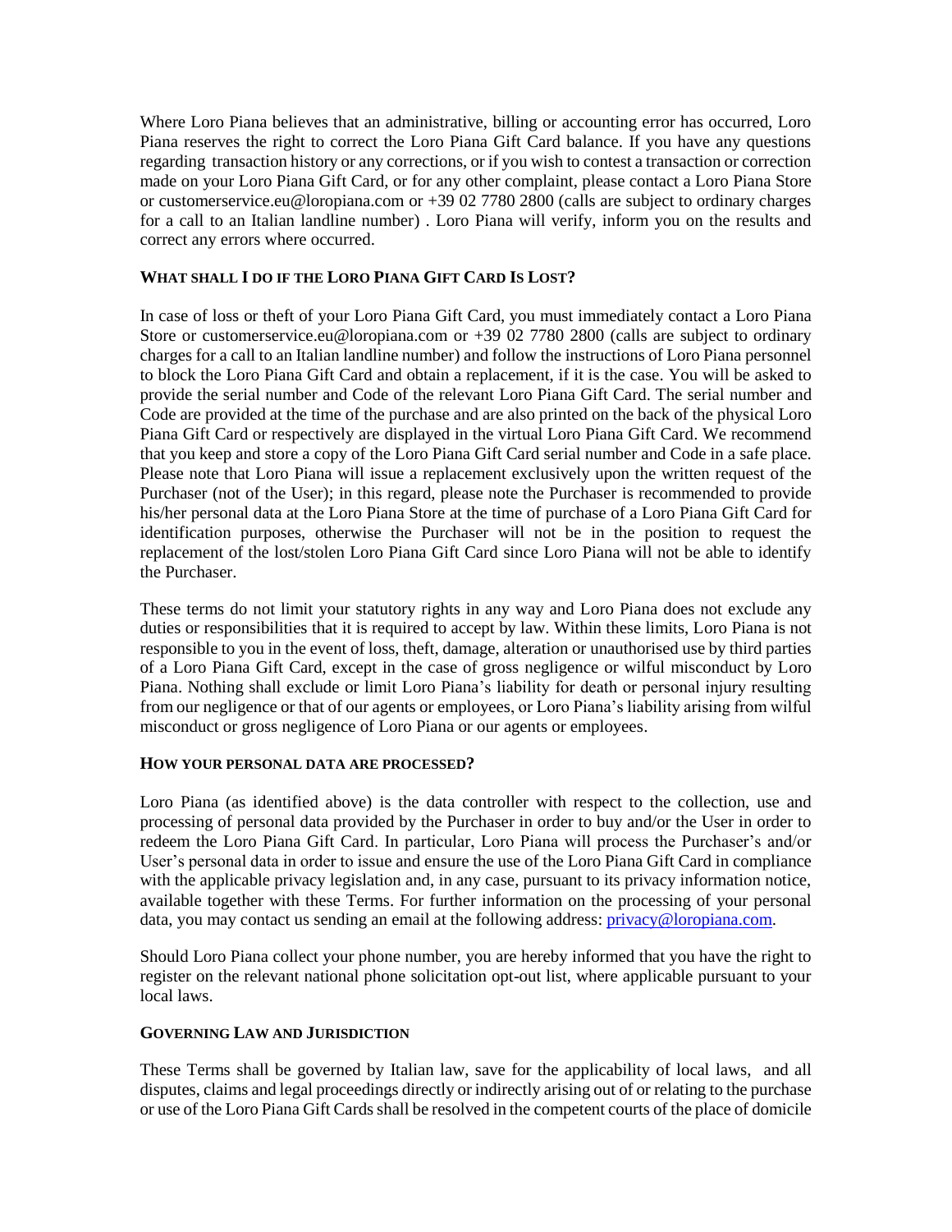Where Loro Piana believes that an administrative, billing or accounting error has occurred, Loro Piana reserves the right to correct the Loro Piana Gift Card balance. If you have any questions regarding transaction history or any corrections, or if you wish to contest a transaction or correction made on your Loro Piana Gift Card, or for any other complaint, please contact a Loro Piana Store or customerservice.eu@loropiana.com or +39 02 7780 2800 (calls are subject to ordinary charges for a call to an Italian landline number) . Loro Piana will verify, inform you on the results and correct any errors where occurred.

**WHAT SHALL I DO IF THE LORO PIANA GIFT CARD IS LOST?**

In case of loss or theft of your Loro Piana Gift Card, you must immediately contact a Loro Piana Store or customerservice.eu@loropiana.com or +39 02 7780 2800 (calls are subject to ordinary charges for a call to an Italian landline number) and follow the instructions of Loro Piana personnel to block the Loro Piana Gift Card and obtain a replacement, if it is the case. You will be asked to provide the serial number and Code of the relevant Loro Piana Gift Card. The serial number and Code are provided at the time of the purchase and are also printed on the back of the physical Loro Piana Gift Card or respectively are displayed in the virtual Loro Piana Gift Card. We recommend that you keep and store a copy of the Loro Piana Gift Card serial number and Code in a safe place. Please note that Loro Piana will issue a replacement exclusively upon the written request of the Purchaser (not of the User); in this regard, please note the Purchaser is recommended to provide his/her personal data at the Loro Piana Store at the time of purchase of a Loro Piana Gift Card for identification purposes, otherwise the Purchaser will not be in the position to request the replacement of the lost/stolen Loro Piana Gift Card since Loro Piana will not be able to identify the Purchaser.

These terms do not limit your statutory rights in any way and Loro Piana does not exclude any duties or responsibilities that it is required to accept by law. Within these limits, Loro Piana is not responsible to you in the event of loss, theft, damage, alteration or unauthorised use by third parties of a Loro Piana Gift Card, except in the case of gross negligence or wilful misconduct by Loro Piana. Nothing shall exclude or limit Loro Piana's liability for death or personal injury resulting from our negligence or that of our agents or employees, or Loro Piana's liability arising from wilful misconduct or gross negligence of Loro Piana or our agents or employees.

**HOW YOUR PERSONAL DATA ARE PROCESSED?**

Loro Piana (as identified above) is the data controller with respect to the collection, use and processing of personal data provided by the Purchaser in order to buy and/or the User in order to redeem the Loro Piana Gift Card. In particular, Loro Piana will process the Purchaser's and/or User's personal data in order to issue and ensure the use of the Loro Piana Gift Card in compliance with the applicable privacy legislation and, in any case, pursuant to its privacy information notice, available together with these Terms. For further information on the processing of your personal data, you may contact us sending an email at the following address: [privacy@loropiana.com](mailto:privacy@loropiana.com).

Should Loro Piana collect your phone number, you are hereby informed that you have the right to register on the relevant national phone solicitation opt-out list, where applicable pursuant to your local laws.

**GOVERNING LAW AND JURISDICTION**

These Terms shall be governed by Italian law, save for the applicability of local laws, and all disputes, claims and legal proceedings directly or indirectly arising out of or relating to the purchase or use of the Loro Piana Gift Cards shall be resolved in the competent courts of the place of domicile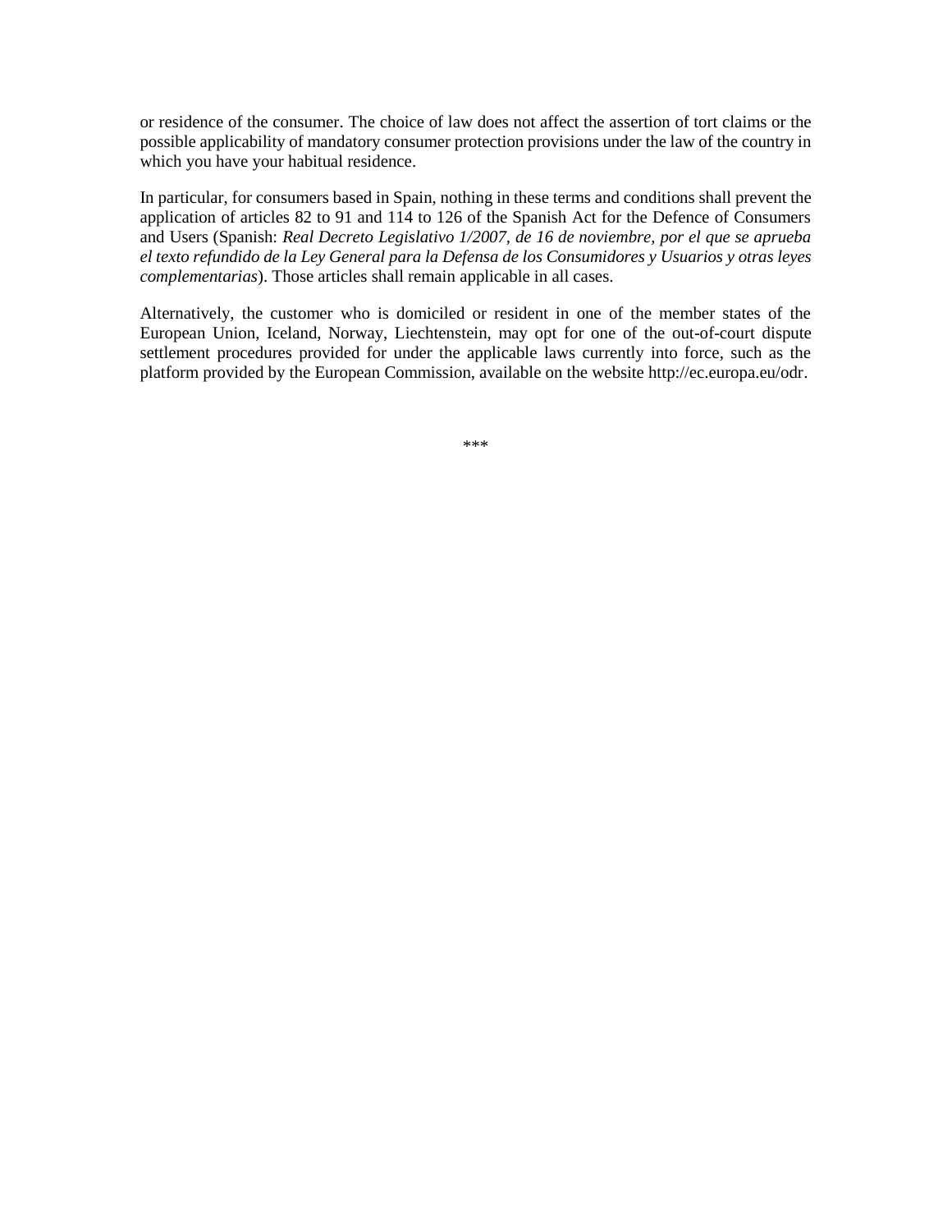or residence of the consumer. The choice of law does not affect the assertion of tort claims or the possible applicability of mandatory consumer protection provisions under the law of the country in which you have your habitual residence.

In particular, for consumers based in Spain, nothing in these terms and conditions shall prevent the application of articles 82 to 91 and 114 to 126 of the Spanish Act for the Defence of Consumers and Users (Spanish: *Real Decreto Legislativo 1/2007, de 16 de noviembre, por el que se aprueba el texto refundido de la Ley General para la Defensa de los Consumidores y Usuarios y otras leyes complementarias*). Those articles shall remain applicable in all cases.

Alternatively, the customer who is domiciled or resident in one of the member states of the European Union, Iceland, Norway, Liechtenstein, may opt for one of the out-of-court dispute settlement procedures provided for under the applicable laws currently into force, such as the platform provided by the European Commission, available on the website http://ec.europa.eu/odr.

***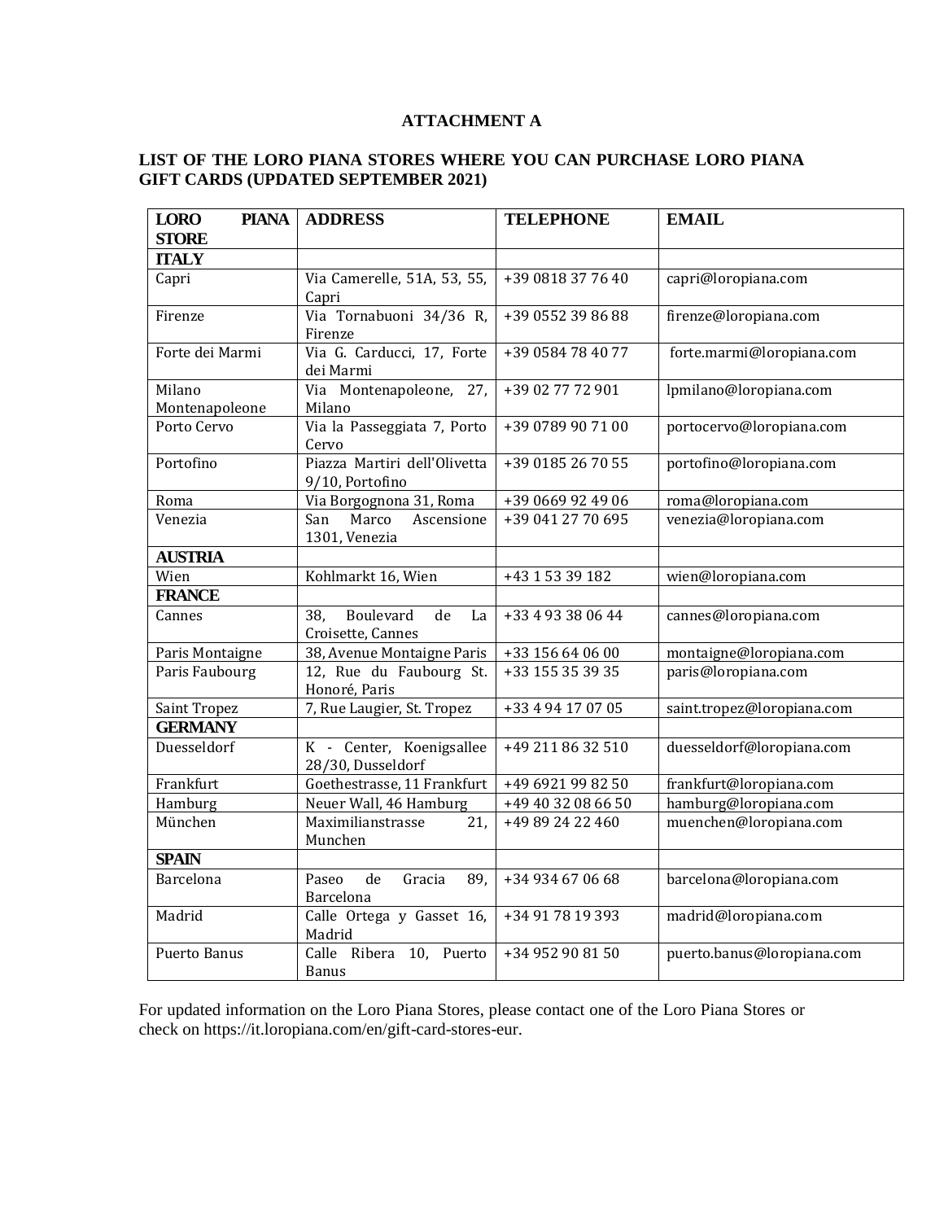**ATTACHMENT A**

**LIST OF THE LORO PIANA STORES WHERE YOU CAN PURCHASE LORO PIANA GIFT CARDS (UPDATED SEPTEMBER 2021)**

| LORO PIANA STORE | ADDRESS | TELEPHONE | EMAIL |
|---|---|---|---|
| **ITALY** | | | |
| Capri | Via Camerelle, 51A, 53, 55, Capri | +39 0818 37 76 40 | capri@loropiana.com |
| Firenze | Via Tornabuoni 34/36 R, Firenze | +39 0552 39 86 88 | firenze@loropiana.com |
| Forte dei Marmi | Via G. Carducci, 17, Forte dei Marmi | +39 0584 78 40 77 | forte.marmi@loropiana.com |
| Milano Montenapoleone | Via Montenapoleone, 27, Milano | +39 02 77 72 901 | lpmilano@loropiana.com |
| Porto Cervo | Via la Passeggiata 7, Porto Cervo | +39 0789 90 71 00 | portocervo@loropiana.com |
| Portofino | Piazza Martiri dell'Olivetta 9/10, Portofino | +39 0185 26 70 55 | portofino@loropiana.com |
| Roma | Via Borgognona 31, Roma | +39 0669 92 49 06 | roma@loropiana.com |
| Venezia | San Marco Ascensione 1301, Venezia | +39 041 27 70 695 | venezia@loropiana.com |
| **AUSTRIA** | | | |
| Wien | Kohlmarkt 16, Wien | +43 1 53 39 182 | wien@loropiana.com |
| **FRANCE** | | | |
| Cannes | 38, Boulevard de La Croisette, Cannes | +33 4 93 38 06 44 | cannes@loropiana.com |
| Paris Montaigne | 38, Avenue Montaigne Paris | +33 156 64 06 00 | montaigne@loropiana.com |
| Paris Faubourg | 12, Rue du Faubourg St. Honoré, Paris | +33 155 35 39 35 | paris@loropiana.com |
| Saint Tropez | 7, Rue Laugier, St. Tropez | +33 4 94 17 07 05 | saint.tropez@loropiana.com |
| **GERMANY** | | | |
| Duesseldorf | K - Center, Koenigsallee 28/30, Dusseldorf | +49 211 86 32 510 | duesseldorf@loropiana.com |
| Frankfurt | Goethestrasse, 11 Frankfurt | +49 6921 99 82 50 | frankfurt@loropiana.com |
| Hamburg | Neuer Wall, 46 Hamburg | +49 40 32 08 66 50 | hamburg@loropiana.com |
| München | Maximilianstrasse 21, Munchen | +49 89 24 22 460 | muenchen@loropiana.com |
| **SPAIN** | | | |
| Barcelona | Paseo de Gracia 89, Barcelona | +34 934 67 06 68 | barcelona@loropiana.com |
| Madrid | Calle Ortega y Gasset 16, Madrid | +34 91 78 19 393 | madrid@loropiana.com |
| Puerto Banus | Calle Ribera 10, Puerto Banus | +34 952 90 81 50 | puerto.banus@loropiana.com |

For updated information on the Loro Piana Stores, please contact one of the Loro Piana Stores or check on https://it.loropiana.com/en/gift-card-stores-eur.